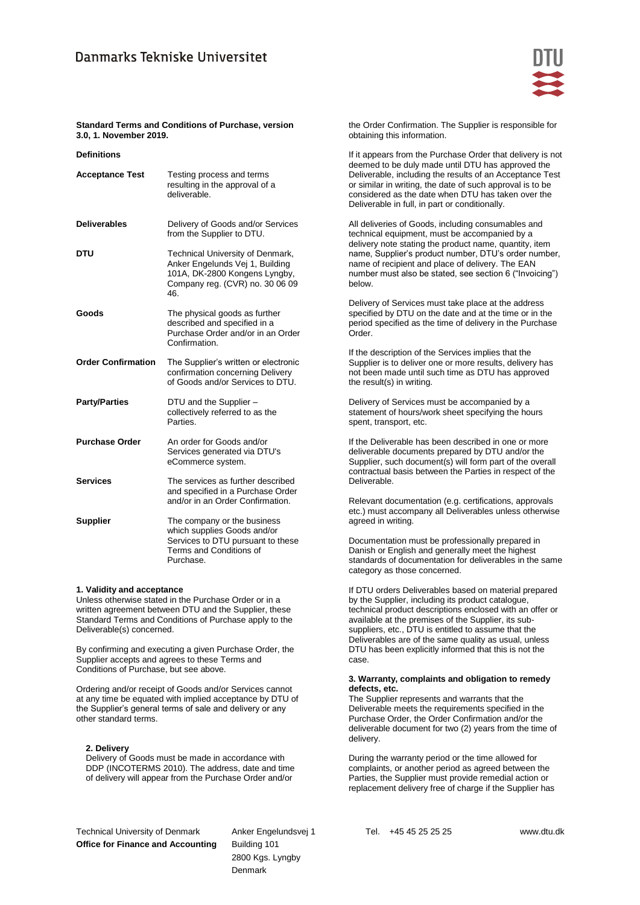# Danmarks Tekniske Universitet

**Standard Terms and Conditions of Purchase, version 3.0, 1. November 2019.**

**Definitions**

| | |
|---|---|
| **Acceptance Test** | Testing process and terms resulting in the approval of a deliverable. |
| **Deliverables** | Delivery of Goods and/or Services from the Supplier to DTU. |
| **DTU** | Technical University of Denmark, Anker Engelunds Vej 1, Building 101A, DK-2800 Kongens Lyngby, Company reg. (CVR) no. 30 06 09 46. |
| **Goods** | The physical goods as further described and specified in a Purchase Order and/or in an Order Confirmation. |
| **Order Confirmation** | The Supplier's written or electronic confirmation concerning Delivery of Goods and/or Services to DTU. |
| **Party/Parties** | DTU and the Supplier – collectively referred to as the Parties. |
| **Purchase Order** | An order for Goods and/or Services generated via DTU's eCommerce system. |
| **Services** | The services as further described and specified in a Purchase Order and/or in an Order Confirmation. |
| **Supplier** | The company or the business which supplies Goods and/or Services to DTU pursuant to these Terms and Conditions of Purchase. |

**1. Validity and acceptance**
Unless otherwise stated in the Purchase Order or in a written agreement between DTU and the Supplier, these Standard Terms and Conditions of Purchase apply to the Deliverable(s) concerned.

By confirming and executing a given Purchase Order, the Supplier accepts and agrees to these Terms and Conditions of Purchase, but see above.

Ordering and/or receipt of Goods and/or Services cannot at any time be equated with implied acceptance by DTU of the Supplier's general terms of sale and delivery or any other standard terms.

**2. Delivery**
Delivery of Goods must be made in accordance with DDP (INCOTERMS 2010). The address, date and time of delivery will appear from the Purchase Order and/or the Order Confirmation. The Supplier is responsible for obtaining this information.

If it appears from the Purchase Order that delivery is not deemed to be duly made until DTU has approved the Deliverable, including the results of an Acceptance Test or similar in writing, the date of such approval is to be considered as the date when DTU has taken over the Deliverable in full, in part or conditionally.

All deliveries of Goods, including consumables and technical equipment, must be accompanied by a delivery note stating the product name, quantity, item name, Supplier's product number, DTU's order number, name of recipient and place of delivery. The EAN number must also be stated, see section 6 ("Invoicing") below.

Delivery of Services must take place at the address specified by DTU on the date and at the time or in the period specified as the time of delivery in the Purchase Order.

If the description of the Services implies that the Supplier is to deliver one or more results, delivery has not been made until such time as DTU has approved the result(s) in writing.

Delivery of Services must be accompanied by a statement of hours/work sheet specifying the hours spent, transport, etc.

If the Deliverable has been described in one or more deliverable documents prepared by DTU and/or the Supplier, such document(s) will form part of the overall contractual basis between the Parties in respect of the Deliverable.

Relevant documentation (e.g. certifications, approvals etc.) must accompany all Deliverables unless otherwise agreed in writing.

Documentation must be professionally prepared in Danish or English and generally meet the highest standards of documentation for deliverables in the same category as those concerned.

If DTU orders Deliverables based on material prepared by the Supplier, including its product catalogue, technical product descriptions enclosed with an offer or available at the premises of the Supplier, its sub-suppliers, etc., DTU is entitled to assume that the Deliverables are of the same quality as usual, unless DTU has been explicitly informed that this is not the case.

**3. Warranty, complaints and obligation to remedy defects, etc.**
The Supplier represents and warrants that the Deliverable meets the requirements specified in the Purchase Order, the Order Confirmation and/or the deliverable document for two (2) years from the time of delivery.

During the warranty period or the time allowed for complaints, or another period as agreed between the Parties, the Supplier must provide remedial action or replacement delivery free of charge if the Supplier has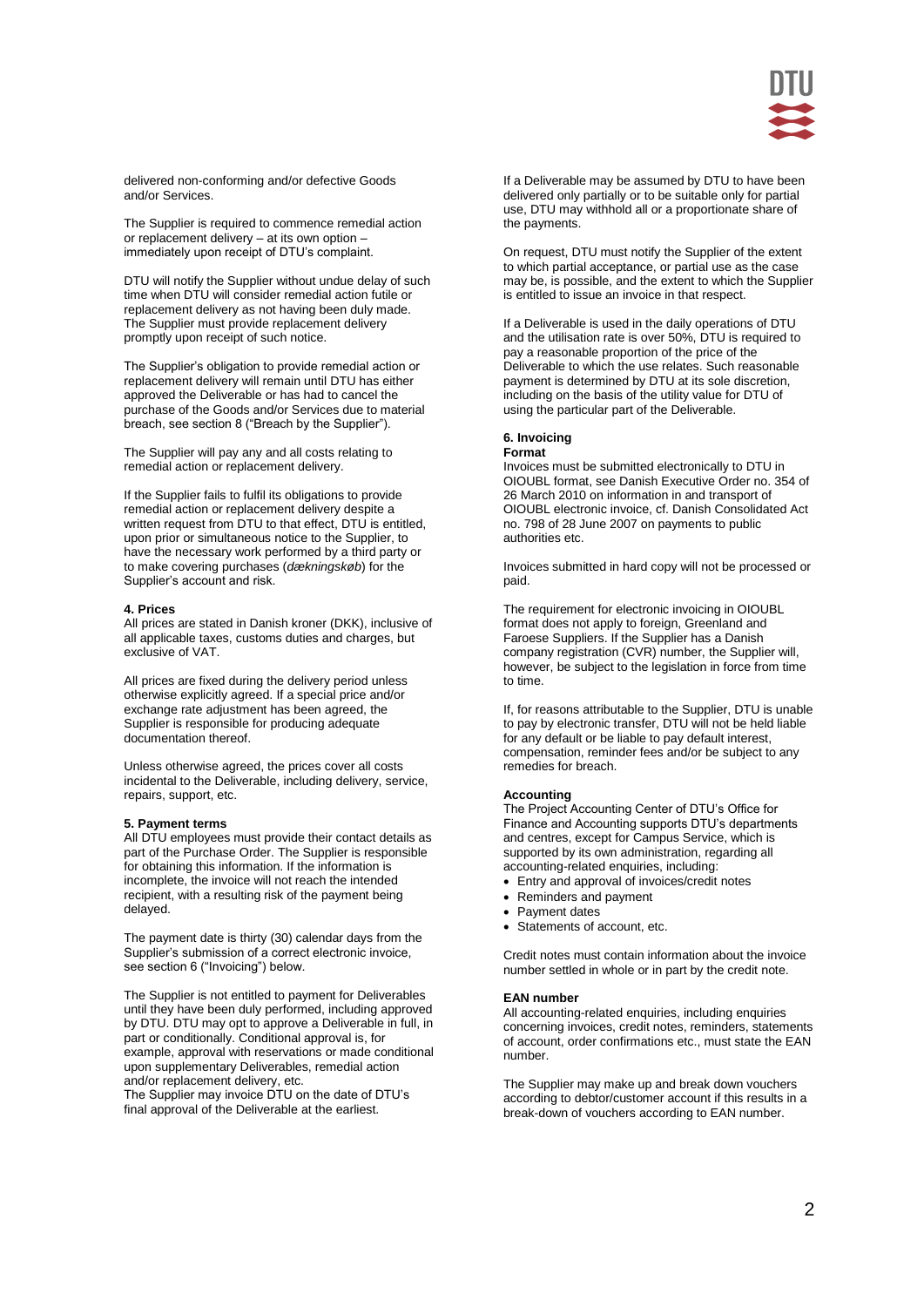delivered non-conforming and/or defective Goods and/or Services.

The Supplier is required to commence remedial action or replacement delivery – at its own option – immediately upon receipt of DTU's complaint.

DTU will notify the Supplier without undue delay of such time when DTU will consider remedial action futile or replacement delivery as not having been duly made. The Supplier must provide replacement delivery promptly upon receipt of such notice.

The Supplier's obligation to provide remedial action or replacement delivery will remain until DTU has either approved the Deliverable or has had to cancel the purchase of the Goods and/or Services due to material breach, see section 8 ("Breach by the Supplier").

The Supplier will pay any and all costs relating to remedial action or replacement delivery.

If the Supplier fails to fulfil its obligations to provide remedial action or replacement delivery despite a written request from DTU to that effect, DTU is entitled, upon prior or simultaneous notice to the Supplier, to have the necessary work performed by a third party or to make covering purchases (*dækningskøb*) for the Supplier's account and risk.

#### 4. Prices

All prices are stated in Danish kroner (DKK), inclusive of all applicable taxes, customs duties and charges, but exclusive of VAT.

All prices are fixed during the delivery period unless otherwise explicitly agreed. If a special price and/or exchange rate adjustment has been agreed, the Supplier is responsible for producing adequate documentation thereof.

Unless otherwise agreed, the prices cover all costs incidental to the Deliverable, including delivery, service, repairs, support, etc.

#### 5. Payment terms

All DTU employees must provide their contact details as part of the Purchase Order. The Supplier is responsible for obtaining this information. If the information is incomplete, the invoice will not reach the intended recipient, with a resulting risk of the payment being delayed.

The payment date is thirty (30) calendar days from the Supplier's submission of a correct electronic invoice, see section 6 ("Invoicing") below.

The Supplier is not entitled to payment for Deliverables until they have been duly performed, including approved by DTU. DTU may opt to approve a Deliverable in full, in part or conditionally. Conditional approval is, for example, approval with reservations or made conditional upon supplementary Deliverables, remedial action and/or replacement delivery, etc.
The Supplier may invoice DTU on the date of DTU's final approval of the Deliverable at the earliest.

If a Deliverable may be assumed by DTU to have been delivered only partially or to be suitable only for partial use, DTU may withhold all or a proportionate share of the payments.

On request, DTU must notify the Supplier of the extent to which partial acceptance, or partial use as the case may be, is possible, and the extent to which the Supplier is entitled to issue an invoice in that respect.

If a Deliverable is used in the daily operations of DTU and the utilisation rate is over 50%, DTU is required to pay a reasonable proportion of the price of the Deliverable to which the use relates. Such reasonable payment is determined by DTU at its sole discretion, including on the basis of the utility value for DTU of using the particular part of the Deliverable.

#### 6. Invoicing

**Format**

Invoices must be submitted electronically to DTU in OIOUBL format, see Danish Executive Order no. 354 of 26 March 2010 on information in and transport of OIOUBL electronic invoice, cf. Danish Consolidated Act no. 798 of 28 June 2007 on payments to public authorities etc.

Invoices submitted in hard copy will not be processed or paid.

The requirement for electronic invoicing in OIOUBL format does not apply to foreign, Greenland and Faroese Suppliers. If the Supplier has a Danish company registration (CVR) number, the Supplier will, however, be subject to the legislation in force from time to time.

If, for reasons attributable to the Supplier, DTU is unable to pay by electronic transfer, DTU will not be held liable for any default or be liable to pay default interest, compensation, reminder fees and/or be subject to any remedies for breach.

**Accounting**

The Project Accounting Center of DTU's Office for Finance and Accounting supports DTU's departments and centres, except for Campus Service, which is supported by its own administration, regarding all accounting-related enquiries, including:

- Entry and approval of invoices/credit notes
- Reminders and payment
- Payment dates
- Statements of account, etc.

Credit notes must contain information about the invoice number settled in whole or in part by the credit note.

**EAN number**

All accounting-related enquiries, including enquiries concerning invoices, credit notes, reminders, statements of account, order confirmations etc., must state the EAN number.

The Supplier may make up and break down vouchers according to debtor/customer account if this results in a break-down of vouchers according to EAN number.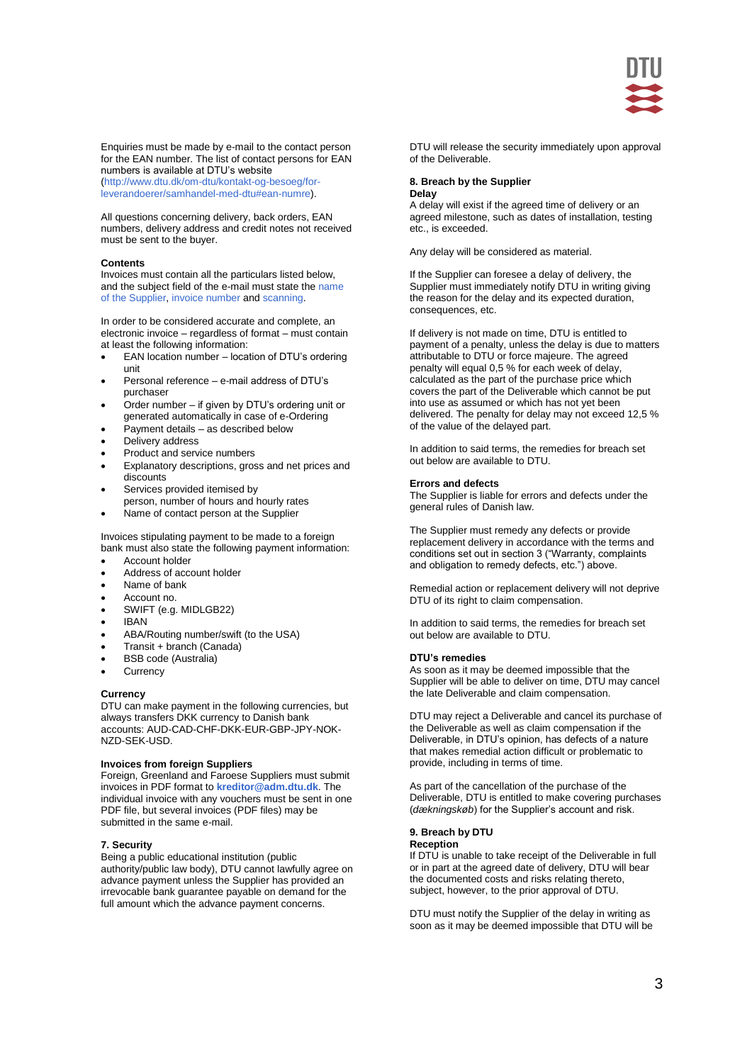Enquiries must be made by e-mail to the contact person for the EAN number. The list of contact persons for EAN numbers is available at DTU's website (http://www.dtu.dk/om-dtu/kontakt-og-besoeg/for-leverandoerer/samhandel-med-dtu#ean-numre).

All questions concerning delivery, back orders, EAN numbers, delivery address and credit notes not received must be sent to the buyer.

**Contents**

Invoices must contain all the particulars listed below, and the subject field of the e-mail must state the name of the Supplier, invoice number and scanning.

In order to be considered accurate and complete, an electronic invoice – regardless of format – must contain at least the following information:

- EAN location number – location of DTU's ordering unit
- Personal reference – e-mail address of DTU's purchaser
- Order number – if given by DTU's ordering unit or generated automatically in case of e-Ordering
- Payment details – as described below
- Delivery address
- Product and service numbers
- Explanatory descriptions, gross and net prices and discounts
- Services provided itemised by person, number of hours and hourly rates
- Name of contact person at the Supplier

Invoices stipulating payment to be made to a foreign bank must also state the following payment information:

- Account holder
- Address of account holder
- Name of bank
- Account no.
- SWIFT (e.g. MIDLGB22)
- IBAN
- ABA/Routing number/swift (to the USA)
- Transit + branch (Canada)
- BSB code (Australia)
- Currency

**Currency**

DTU can make payment in the following currencies, but always transfers DKK currency to Danish bank accounts: AUD-CAD-CHF-DKK-EUR-GBP-JPY-NOK-NZD-SEK-USD.

**Invoices from foreign Suppliers**

Foreign, Greenland and Faroese Suppliers must submit invoices in PDF format to **kreditor@adm.dtu.dk**. The individual invoice with any vouchers must be sent in one PDF file, but several invoices (PDF files) may be submitted in the same e-mail.

## 7. Security

Being a public educational institution (public authority/public law body), DTU cannot lawfully agree on advance payment unless the Supplier has provided an irrevocable bank guarantee payable on demand for the full amount which the advance payment concerns.

DTU will release the security immediately upon approval of the Deliverable.

## 8. Breach by the Supplier

**Delay**

A delay will exist if the agreed time of delivery or an agreed milestone, such as dates of installation, testing etc., is exceeded.

Any delay will be considered as material.

If the Supplier can foresee a delay of delivery, the Supplier must immediately notify DTU in writing giving the reason for the delay and its expected duration, consequences, etc.

If delivery is not made on time, DTU is entitled to payment of a penalty, unless the delay is due to matters attributable to DTU or force majeure. The agreed penalty will equal 0,5 % for each week of delay, calculated as the part of the purchase price which covers the part of the Deliverable which cannot be put into use as assumed or which has not yet been delivered. The penalty for delay may not exceed 12,5 % of the value of the delayed part.

In addition to said terms, the remedies for breach set out below are available to DTU.

**Errors and defects**

The Supplier is liable for errors and defects under the general rules of Danish law.

The Supplier must remedy any defects or provide replacement delivery in accordance with the terms and conditions set out in section 3 ("Warranty, complaints and obligation to remedy defects, etc.") above.

Remedial action or replacement delivery will not deprive DTU of its right to claim compensation.

In addition to said terms, the remedies for breach set out below are available to DTU.

**DTU's remedies**

As soon as it may be deemed impossible that the Supplier will be able to deliver on time, DTU may cancel the late Deliverable and claim compensation.

DTU may reject a Deliverable and cancel its purchase of the Deliverable as well as claim compensation if the Deliverable, in DTU's opinion, has defects of a nature that makes remedial action difficult or problematic to provide, including in terms of time.

As part of the cancellation of the purchase of the Deliverable, DTU is entitled to make covering purchases (*dækningskøb*) for the Supplier's account and risk.

## 9. Breach by DTU

**Reception**

If DTU is unable to take receipt of the Deliverable in full or in part at the agreed date of delivery, DTU will bear the documented costs and risks relating thereto, subject, however, to the prior approval of DTU.

DTU must notify the Supplier of the delay in writing as soon as it may be deemed impossible that DTU will be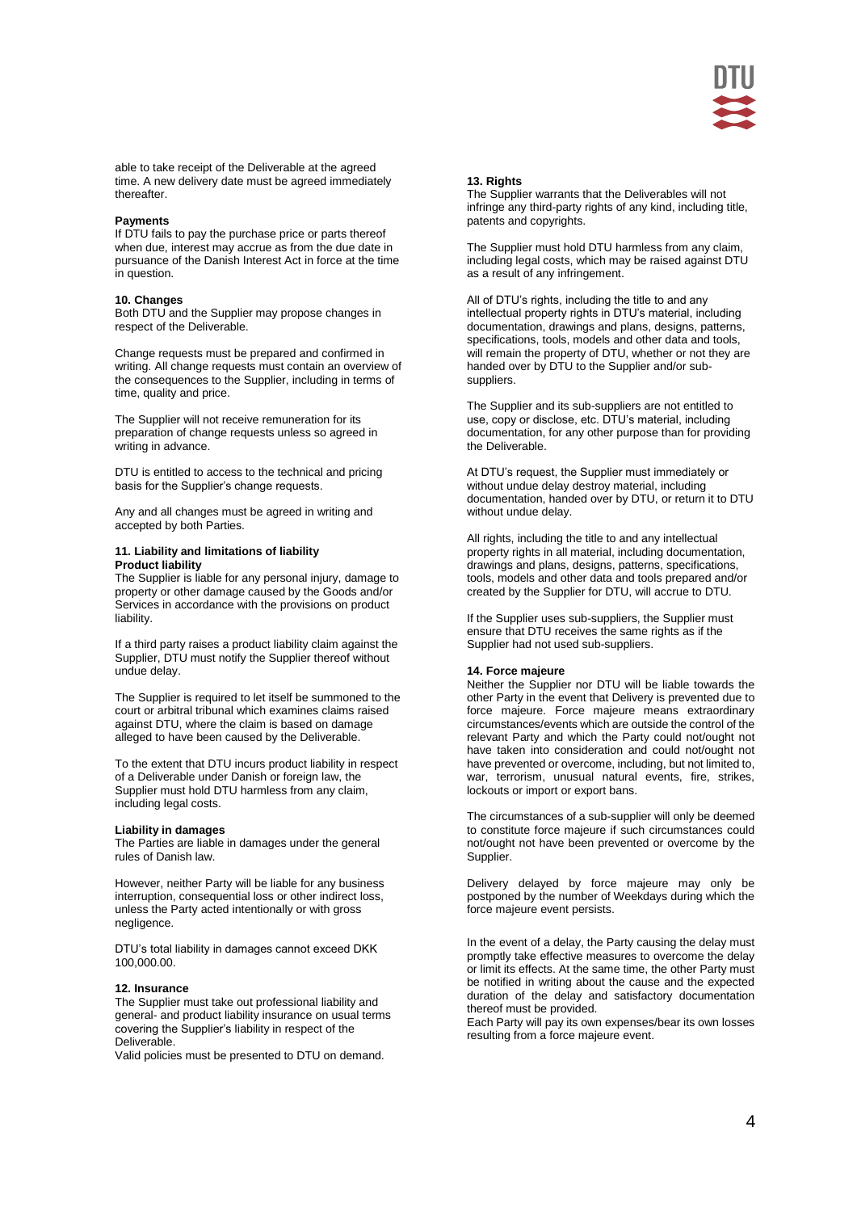able to take receipt of the Deliverable at the agreed time. A new delivery date must be agreed immediately thereafter.

**Payments**

If DTU fails to pay the purchase price or parts thereof when due, interest may accrue as from the due date in pursuance of the Danish Interest Act in force at the time in question.

**10. Changes**

Both DTU and the Supplier may propose changes in respect of the Deliverable.

Change requests must be prepared and confirmed in writing. All change requests must contain an overview of the consequences to the Supplier, including in terms of time, quality and price.

The Supplier will not receive remuneration for its preparation of change requests unless so agreed in writing in advance.

DTU is entitled to access to the technical and pricing basis for the Supplier's change requests.

Any and all changes must be agreed in writing and accepted by both Parties.

**11. Liability and limitations of liability**

**Product liability**

The Supplier is liable for any personal injury, damage to property or other damage caused by the Goods and/or Services in accordance with the provisions on product liability.

If a third party raises a product liability claim against the Supplier, DTU must notify the Supplier thereof without undue delay.

The Supplier is required to let itself be summoned to the court or arbitral tribunal which examines claims raised against DTU, where the claim is based on damage alleged to have been caused by the Deliverable.

To the extent that DTU incurs product liability in respect of a Deliverable under Danish or foreign law, the Supplier must hold DTU harmless from any claim, including legal costs.

**Liability in damages**

The Parties are liable in damages under the general rules of Danish law.

However, neither Party will be liable for any business interruption, consequential loss or other indirect loss, unless the Party acted intentionally or with gross negligence.

DTU's total liability in damages cannot exceed DKK 100,000.00.

**12. Insurance**

The Supplier must take out professional liability and general- and product liability insurance on usual terms covering the Supplier's liability in respect of the Deliverable.
Valid policies must be presented to DTU on demand.

**13. Rights**

The Supplier warrants that the Deliverables will not infringe any third-party rights of any kind, including title, patents and copyrights.

The Supplier must hold DTU harmless from any claim, including legal costs, which may be raised against DTU as a result of any infringement.

All of DTU's rights, including the title to and any intellectual property rights in DTU's material, including documentation, drawings and plans, designs, patterns, specifications, tools, models and other data and tools, will remain the property of DTU, whether or not they are handed over by DTU to the Supplier and/or sub-suppliers.

The Supplier and its sub-suppliers are not entitled to use, copy or disclose, etc. DTU's material, including documentation, for any other purpose than for providing the Deliverable.

At DTU's request, the Supplier must immediately or without undue delay destroy material, including documentation, handed over by DTU, or return it to DTU without undue delay.

All rights, including the title to and any intellectual property rights in all material, including documentation, drawings and plans, designs, patterns, specifications, tools, models and other data and tools prepared and/or created by the Supplier for DTU, will accrue to DTU.

If the Supplier uses sub-suppliers, the Supplier must ensure that DTU receives the same rights as if the Supplier had not used sub-suppliers.

**14. Force majeure**

Neither the Supplier nor DTU will be liable towards the other Party in the event that Delivery is prevented due to force majeure. Force majeure means extraordinary circumstances/events which are outside the control of the relevant Party and which the Party could not/ought not have taken into consideration and could not/ought not have prevented or overcome, including, but not limited to, war, terrorism, unusual natural events, fire, strikes, lockouts or import or export bans.

The circumstances of a sub-supplier will only be deemed to constitute force majeure if such circumstances could not/ought not have been prevented or overcome by the Supplier.

Delivery delayed by force majeure may only be postponed by the number of Weekdays during which the force majeure event persists.

In the event of a delay, the Party causing the delay must promptly take effective measures to overcome the delay or limit its effects. At the same time, the other Party must be notified in writing about the cause and the expected duration of the delay and satisfactory documentation thereof must be provided.
Each Party will pay its own expenses/bear its own losses resulting from a force majeure event.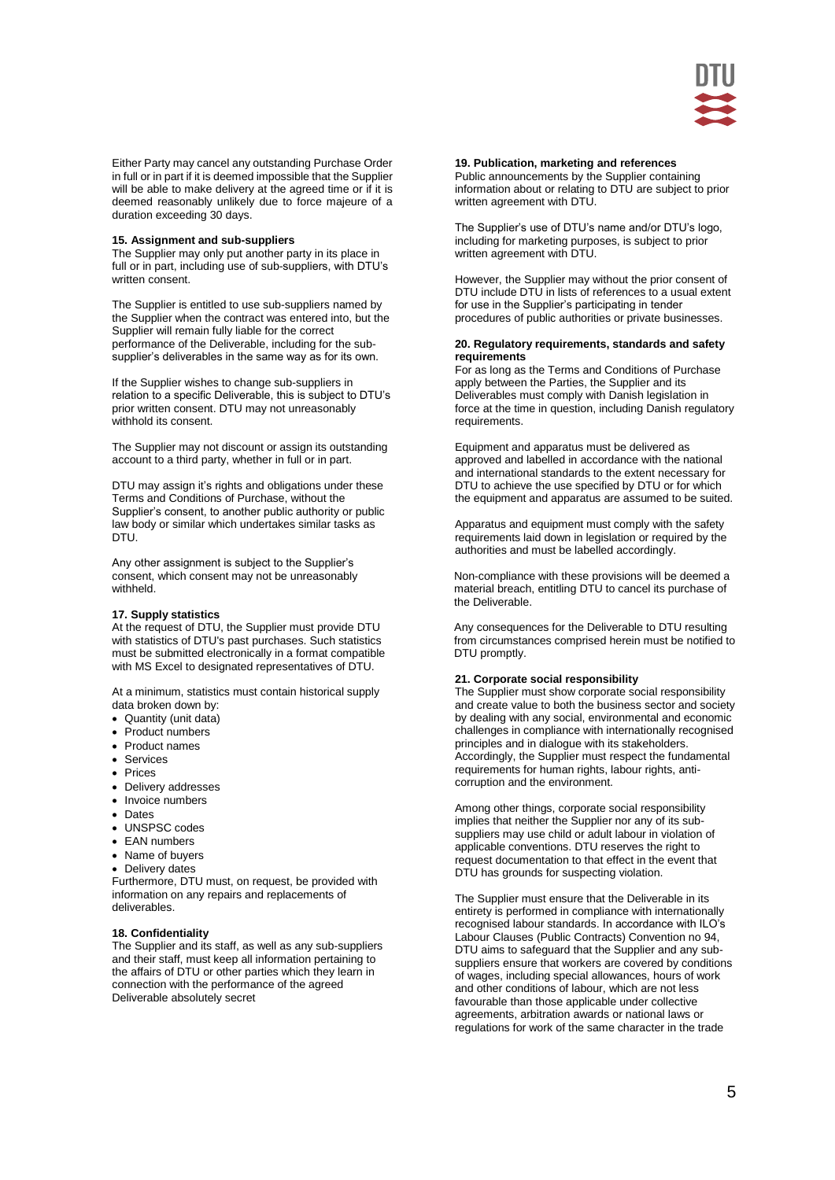Either Party may cancel any outstanding Purchase Order in full or in part if it is deemed impossible that the Supplier will be able to make delivery at the agreed time or if it is deemed reasonably unlikely due to force majeure of a duration exceeding 30 days.

**15. Assignment and sub-suppliers**

The Supplier may only put another party in its place in full or in part, including use of sub-suppliers, with DTU's written consent.

The Supplier is entitled to use sub-suppliers named by the Supplier when the contract was entered into, but the Supplier will remain fully liable for the correct performance of the Deliverable, including for the sub-supplier's deliverables in the same way as for its own.

If the Supplier wishes to change sub-suppliers in relation to a specific Deliverable, this is subject to DTU's prior written consent. DTU may not unreasonably withhold its consent.

The Supplier may not discount or assign its outstanding account to a third party, whether in full or in part.

DTU may assign it's rights and obligations under these Terms and Conditions of Purchase, without the Supplier's consent, to another public authority or public law body or similar which undertakes similar tasks as DTU.

Any other assignment is subject to the Supplier's consent, which consent may not be unreasonably withheld.

**17. Supply statistics**

At the request of DTU, the Supplier must provide DTU with statistics of DTU's past purchases. Such statistics must be submitted electronically in a format compatible with MS Excel to designated representatives of DTU.

At a minimum, statistics must contain historical supply data broken down by:

- Quantity (unit data)
- Product numbers
- Product names
- Services
- Prices
- Delivery addresses
- Invoice numbers
- Dates
- UNSPSC codes
- EAN numbers
- Name of buyers
- Delivery dates

Furthermore, DTU must, on request, be provided with information on any repairs and replacements of deliverables.

**18. Confidentiality**

The Supplier and its staff, as well as any sub-suppliers and their staff, must keep all information pertaining to the affairs of DTU or other parties which they learn in connection with the performance of the agreed Deliverable absolutely secret

**19. Publication, marketing and references**

Public announcements by the Supplier containing information about or relating to DTU are subject to prior written agreement with DTU.

The Supplier's use of DTU's name and/or DTU's logo, including for marketing purposes, is subject to prior written agreement with DTU.

However, the Supplier may without the prior consent of DTU include DTU in lists of references to a usual extent for use in the Supplier's participating in tender procedures of public authorities or private businesses.

**20. Regulatory requirements, standards and safety requirements**

For as long as the Terms and Conditions of Purchase apply between the Parties, the Supplier and its Deliverables must comply with Danish legislation in force at the time in question, including Danish regulatory requirements.

Equipment and apparatus must be delivered as approved and labelled in accordance with the national and international standards to the extent necessary for DTU to achieve the use specified by DTU or for which the equipment and apparatus are assumed to be suited.

Apparatus and equipment must comply with the safety requirements laid down in legislation or required by the authorities and must be labelled accordingly.

Non-compliance with these provisions will be deemed a material breach, entitling DTU to cancel its purchase of the Deliverable.

Any consequences for the Deliverable to DTU resulting from circumstances comprised herein must be notified to DTU promptly.

**21. Corporate social responsibility**

The Supplier must show corporate social responsibility and create value to both the business sector and society by dealing with any social, environmental and economic challenges in compliance with internationally recognised principles and in dialogue with its stakeholders. Accordingly, the Supplier must respect the fundamental requirements for human rights, labour rights, anti-corruption and the environment.

Among other things, corporate social responsibility implies that neither the Supplier nor any of its sub-suppliers may use child or adult labour in violation of applicable conventions. DTU reserves the right to request documentation to that effect in the event that DTU has grounds for suspecting violation.

The Supplier must ensure that the Deliverable in its entirety is performed in compliance with internationally recognised labour standards. In accordance with ILO's Labour Clauses (Public Contracts) Convention no 94, DTU aims to safeguard that the Supplier and any sub-suppliers ensure that workers are covered by conditions of wages, including special allowances, hours of work and other conditions of labour, which are not less favourable than those applicable under collective agreements, arbitration awards or national laws or regulations for work of the same character in the trade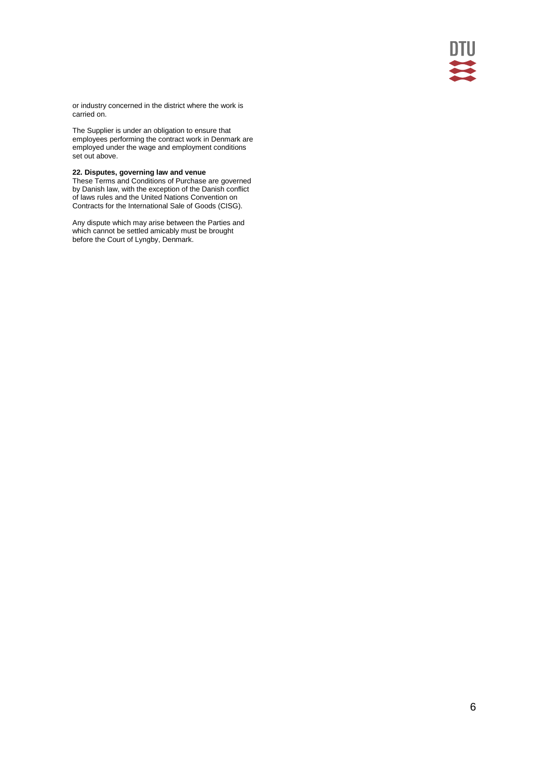or industry concerned in the district where the work is carried on.

The Supplier is under an obligation to ensure that employees performing the contract work in Denmark are employed under the wage and employment conditions set out above.

**22. Disputes, governing law and venue**

These Terms and Conditions of Purchase are governed by Danish law, with the exception of the Danish conflict of laws rules and the United Nations Convention on Contracts for the International Sale of Goods (CISG).

Any dispute which may arise between the Parties and which cannot be settled amicably must be brought before the Court of Lyngby, Denmark.